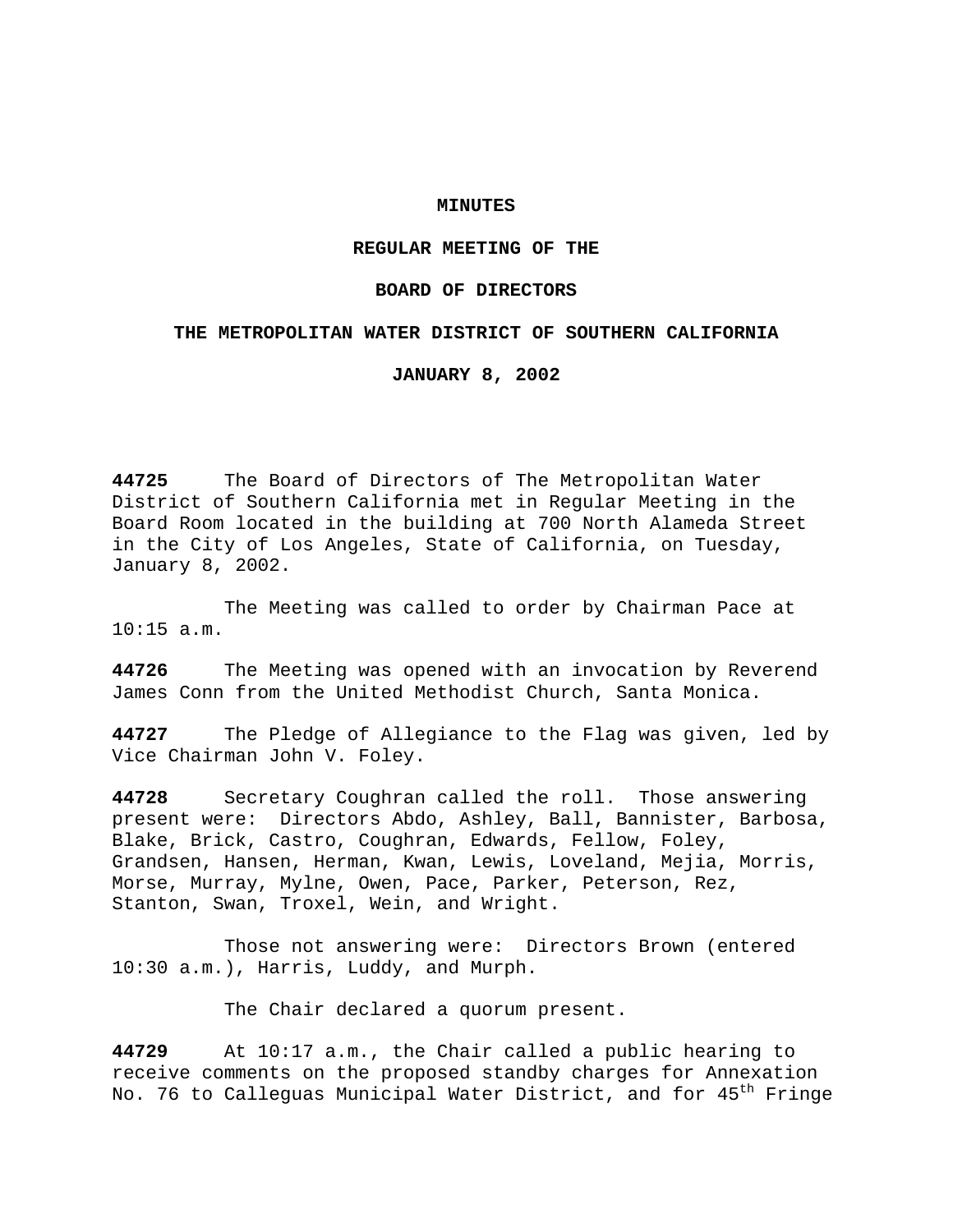**MINUTES**

**REGULAR MEETING OF THE**

**BOARD OF DIRECTORS**

**THE METROPOLITAN WATER DISTRICT OF SOUTHERN CALIFORNIA**

**JANUARY 8, 2002**

**44725** The Board of Directors of The Metropolitan Water District of Southern California met in Regular Meeting in the Board Room located in the building at 700 North Alameda Street in the City of Los Angeles, State of California, on Tuesday, January 8, 2002.

The Meeting was called to order by Chairman Pace at 10:15 a.m.

**44726** The Meeting was opened with an invocation by Reverend James Conn from the United Methodist Church, Santa Monica.

**44727** The Pledge of Allegiance to the Flag was given, led by Vice Chairman John V. Foley.

**44728** Secretary Coughran called the roll. Those answering present were: Directors Abdo, Ashley, Ball, Bannister, Barbosa, Blake, Brick, Castro, Coughran, Edwards, Fellow, Foley, Grandsen, Hansen, Herman, Kwan, Lewis, Loveland, Mejia, Morris, Morse, Murray, Mylne, Owen, Pace, Parker, Peterson, Rez, Stanton, Swan, Troxel, Wein, and Wright.

Those not answering were: Directors Brown (entered 10:30 a.m.), Harris, Luddy, and Murph.

The Chair declared a quorum present.

**44729** At 10:17 a.m., the Chair called a public hearing to receive comments on the proposed standby charges for Annexation No. 76 to Calleguas Municipal Water District, and for 45th Fringe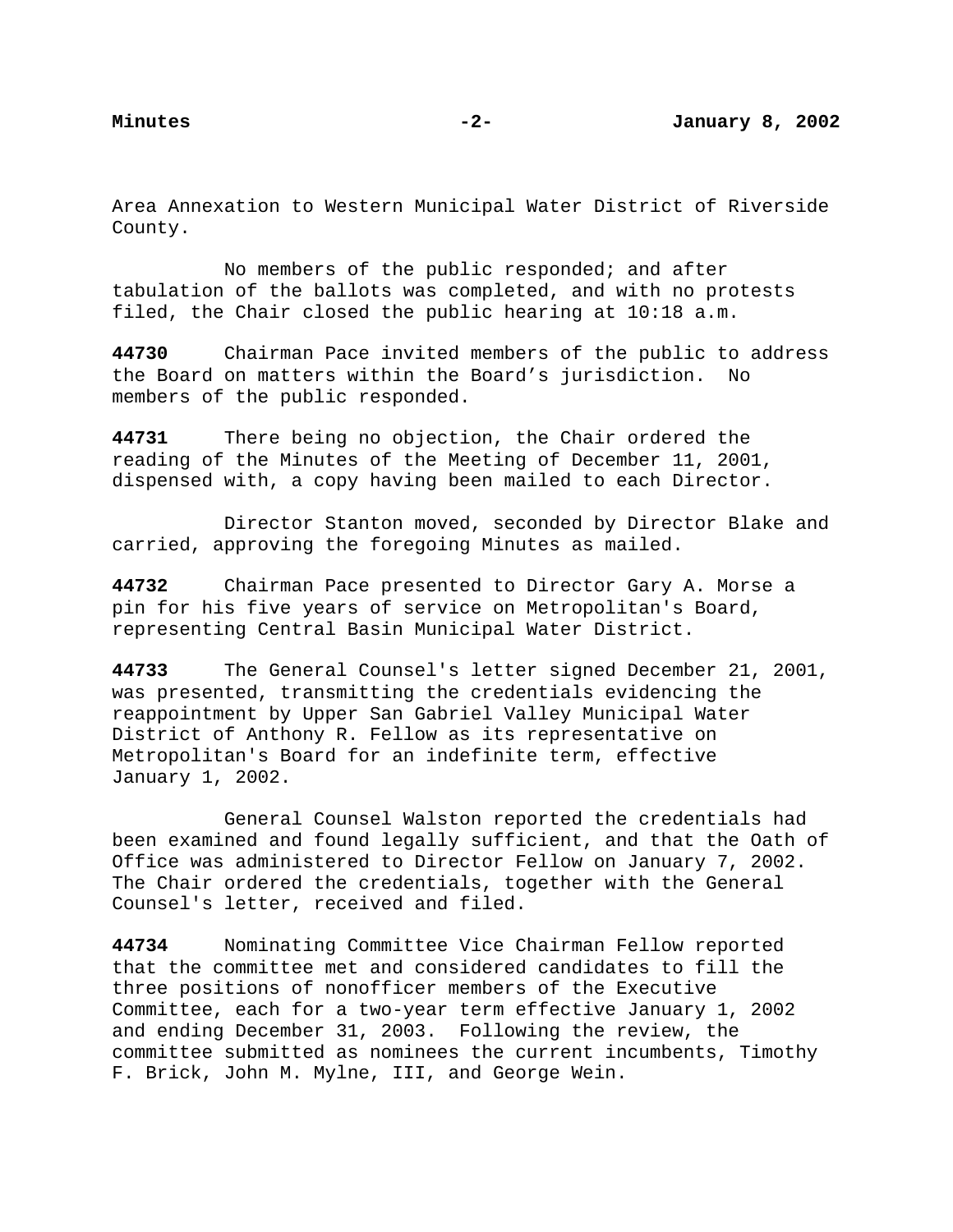Area Annexation to Western Municipal Water District of Riverside County.

No members of the public responded; and after tabulation of the ballots was completed, and with no protests filed, the Chair closed the public hearing at 10:18 a.m.

**44730** Chairman Pace invited members of the public to address the Board on matters within the Board's jurisdiction. No members of the public responded.

**44731** There being no objection, the Chair ordered the reading of the Minutes of the Meeting of December 11, 2001, dispensed with, a copy having been mailed to each Director.

Director Stanton moved, seconded by Director Blake and carried, approving the foregoing Minutes as mailed.

**44732** Chairman Pace presented to Director Gary A. Morse a pin for his five years of service on Metropolitan's Board, representing Central Basin Municipal Water District.

**44733** The General Counsel's letter signed December 21, 2001, was presented, transmitting the credentials evidencing the reappointment by Upper San Gabriel Valley Municipal Water District of Anthony R. Fellow as its representative on Metropolitan's Board for an indefinite term, effective January 1, 2002.

General Counsel Walston reported the credentials had been examined and found legally sufficient, and that the Oath of Office was administered to Director Fellow on January 7, 2002. The Chair ordered the credentials, together with the General Counsel's letter, received and filed.

**44734** Nominating Committee Vice Chairman Fellow reported that the committee met and considered candidates to fill the three positions of nonofficer members of the Executive Committee, each for a two-year term effective January 1, 2002 and ending December 31, 2003. Following the review, the committee submitted as nominees the current incumbents, Timothy F. Brick, John M. Mylne, III, and George Wein.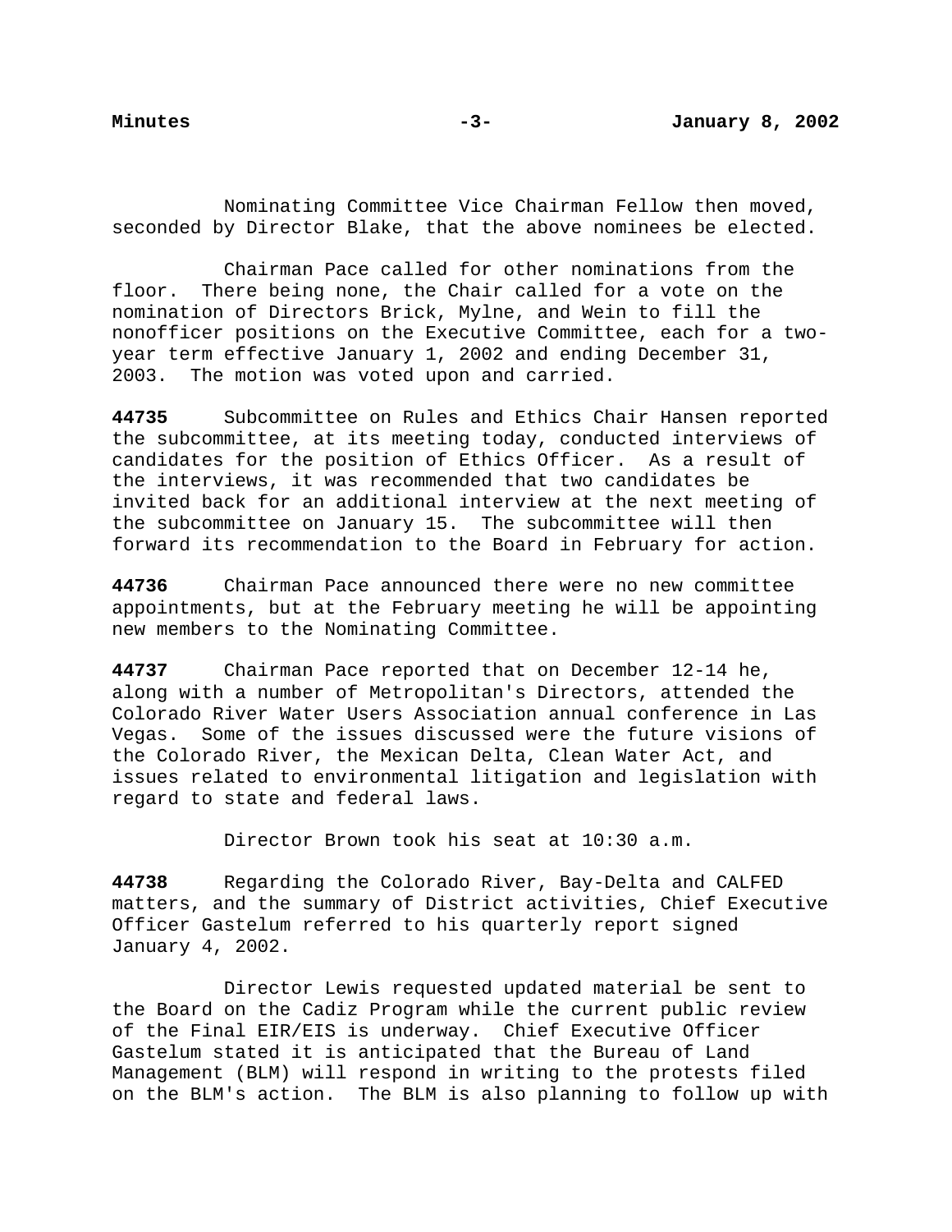Nominating Committee Vice Chairman Fellow then moved, seconded by Director Blake, that the above nominees be elected.

Chairman Pace called for other nominations from the floor. There being none, the Chair called for a vote on the nomination of Directors Brick, Mylne, and Wein to fill the nonofficer positions on the Executive Committee, each for a two-year term effective January 1, 2002 and ending December 31, 2003. The motion was voted upon and carried.

**44735** Subcommittee on Rules and Ethics Chair Hansen reported the subcommittee, at its meeting today, conducted interviews of candidates for the position of Ethics Officer. As a result of the interviews, it was recommended that two candidates be invited back for an additional interview at the next meeting of the subcommittee on January 15. The subcommittee will then forward its recommendation to the Board in February for action.

**44736** Chairman Pace announced there were no new committee appointments, but at the February meeting he will be appointing new members to the Nominating Committee.

**44737** Chairman Pace reported that on December 12-14 he, along with a number of Metropolitan's Directors, attended the Colorado River Water Users Association annual conference in Las Vegas. Some of the issues discussed were the future visions of the Colorado River, the Mexican Delta, Clean Water Act, and issues related to environmental litigation and legislation with regard to state and federal laws.

Director Brown took his seat at 10:30 a.m.

**44738** Regarding the Colorado River, Bay-Delta and CALFED matters, and the summary of District activities, Chief Executive Officer Gastelum referred to his quarterly report signed January 4, 2002.

Director Lewis requested updated material be sent to the Board on the Cadiz Program while the current public review of the Final EIR/EIS is underway. Chief Executive Officer Gastelum stated it is anticipated that the Bureau of Land Management (BLM) will respond in writing to the protests filed on the BLM's action. The BLM is also planning to follow up with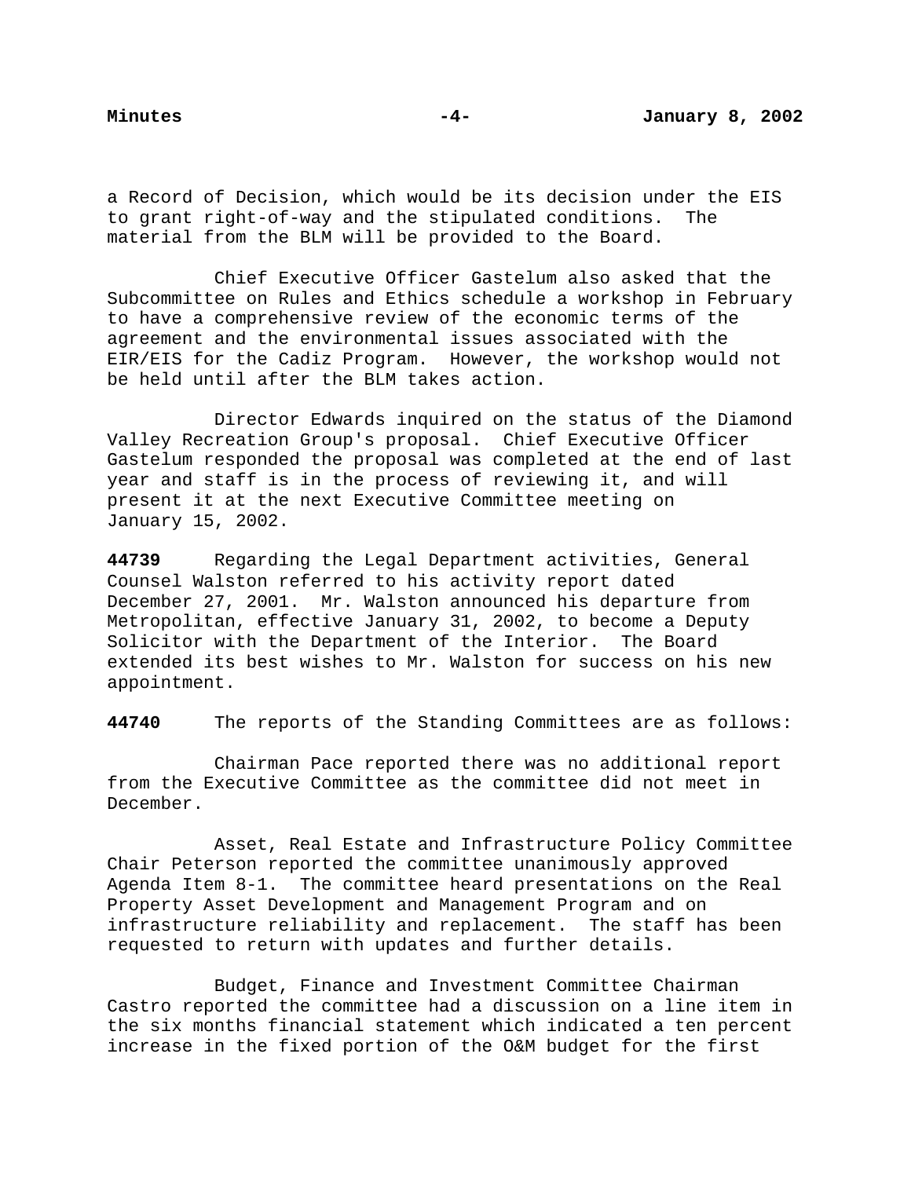a Record of Decision, which would be its decision under the EIS to grant right-of-way and the stipulated conditions. The material from the BLM will be provided to the Board.

Chief Executive Officer Gastelum also asked that the Subcommittee on Rules and Ethics schedule a workshop in February to have a comprehensive review of the economic terms of the agreement and the environmental issues associated with the EIR/EIS for the Cadiz Program. However, the workshop would not be held until after the BLM takes action.

Director Edwards inquired on the status of the Diamond Valley Recreation Group's proposal. Chief Executive Officer Gastelum responded the proposal was completed at the end of last year and staff is in the process of reviewing it, and will present it at the next Executive Committee meeting on January 15, 2002.

**44739** Regarding the Legal Department activities, General Counsel Walston referred to his activity report dated December 27, 2001. Mr. Walston announced his departure from Metropolitan, effective January 31, 2002, to become a Deputy Solicitor with the Department of the Interior. The Board extended its best wishes to Mr. Walston for success on his new appointment.

**44740** The reports of the Standing Committees are as follows:

Chairman Pace reported there was no additional report from the Executive Committee as the committee did not meet in December.

Asset, Real Estate and Infrastructure Policy Committee Chair Peterson reported the committee unanimously approved Agenda Item 8-1. The committee heard presentations on the Real Property Asset Development and Management Program and on infrastructure reliability and replacement. The staff has been requested to return with updates and further details.

Budget, Finance and Investment Committee Chairman Castro reported the committee had a discussion on a line item in the six months financial statement which indicated a ten percent increase in the fixed portion of the O&M budget for the first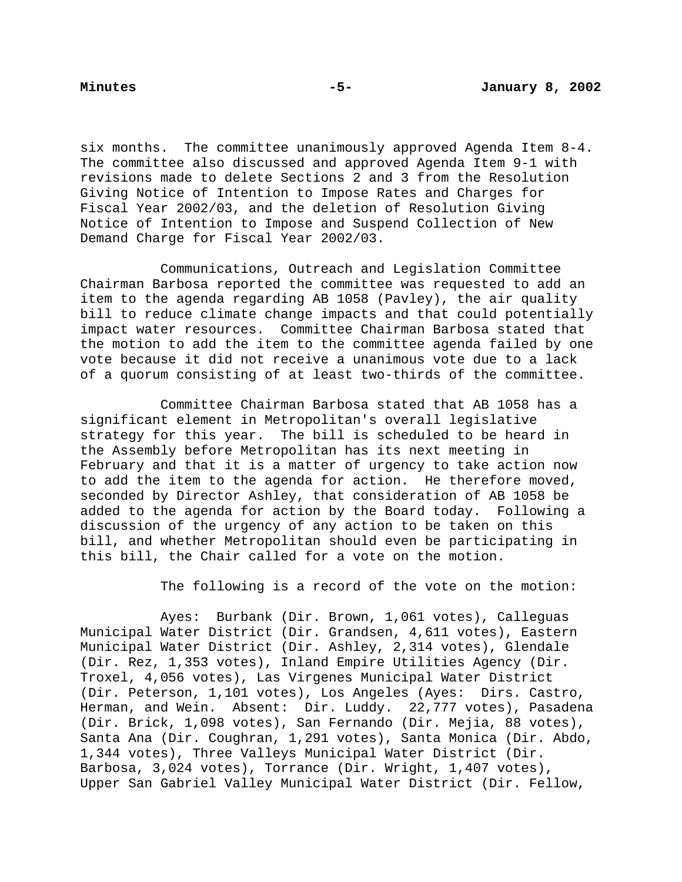six months. The committee unanimously approved Agenda Item 8-4. The committee also discussed and approved Agenda Item 9-1 with revisions made to delete Sections 2 and 3 from the Resolution Giving Notice of Intention to Impose Rates and Charges for Fiscal Year 2002/03, and the deletion of Resolution Giving Notice of Intention to Impose and Suspend Collection of New Demand Charge for Fiscal Year 2002/03.

Communications, Outreach and Legislation Committee Chairman Barbosa reported the committee was requested to add an item to the agenda regarding AB 1058 (Pavley), the air quality bill to reduce climate change impacts and that could potentially impact water resources. Committee Chairman Barbosa stated that the motion to add the item to the committee agenda failed by one vote because it did not receive a unanimous vote due to a lack of a quorum consisting of at least two-thirds of the committee.

Committee Chairman Barbosa stated that AB 1058 has a significant element in Metropolitan's overall legislative strategy for this year. The bill is scheduled to be heard in the Assembly before Metropolitan has its next meeting in February and that it is a matter of urgency to take action now to add the item to the agenda for action. He therefore moved, seconded by Director Ashley, that consideration of AB 1058 be added to the agenda for action by the Board today. Following a discussion of the urgency of any action to be taken on this bill, and whether Metropolitan should even be participating in this bill, the Chair called for a vote on the motion.

The following is a record of the vote on the motion:

Ayes: Burbank (Dir. Brown, 1,061 votes), Calleguas Municipal Water District (Dir. Grandsen, 4,611 votes), Eastern Municipal Water District (Dir. Ashley, 2,314 votes), Glendale (Dir. Rez, 1,353 votes), Inland Empire Utilities Agency (Dir. Troxel, 4,056 votes), Las Virgenes Municipal Water District (Dir. Peterson, 1,101 votes), Los Angeles (Ayes: Dirs. Castro, Herman, and Wein. Absent: Dir. Luddy. 22,777 votes), Pasadena (Dir. Brick, 1,098 votes), San Fernando (Dir. Mejia, 88 votes), Santa Ana (Dir. Coughran, 1,291 votes), Santa Monica (Dir. Abdo, 1,344 votes), Three Valleys Municipal Water District (Dir. Barbosa, 3,024 votes), Torrance (Dir. Wright, 1,407 votes), Upper San Gabriel Valley Municipal Water District (Dir. Fellow,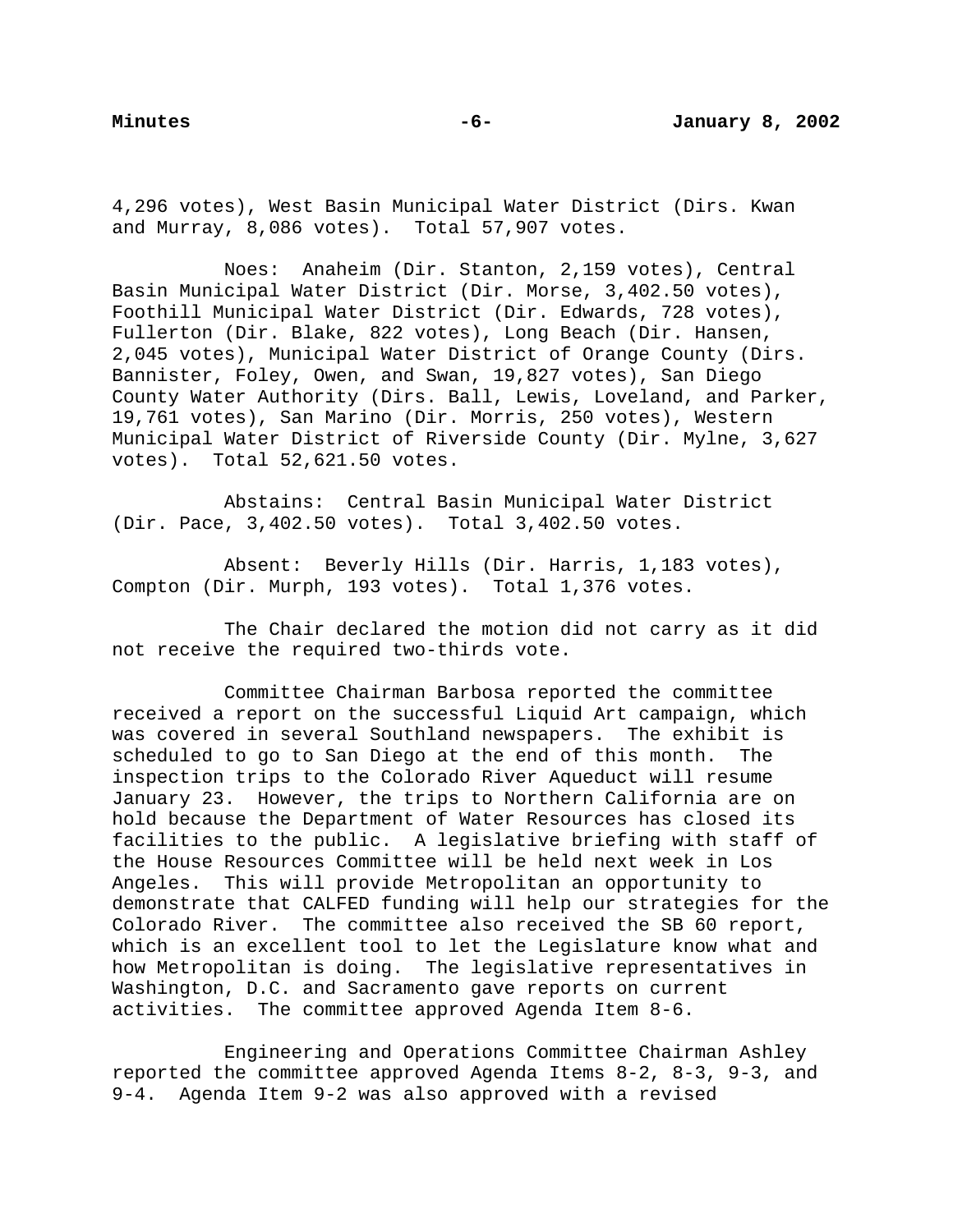4,296 votes), West Basin Municipal Water District (Dirs. Kwan and Murray, 8,086 votes). Total 57,907 votes.

Noes: Anaheim (Dir. Stanton, 2,159 votes), Central Basin Municipal Water District (Dir. Morse, 3,402.50 votes), Foothill Municipal Water District (Dir. Edwards, 728 votes), Fullerton (Dir. Blake, 822 votes), Long Beach (Dir. Hansen, 2,045 votes), Municipal Water District of Orange County (Dirs. Bannister, Foley, Owen, and Swan, 19,827 votes), San Diego County Water Authority (Dirs. Ball, Lewis, Loveland, and Parker, 19,761 votes), San Marino (Dir. Morris, 250 votes), Western Municipal Water District of Riverside County (Dir. Mylne, 3,627 votes). Total 52,621.50 votes.

Abstains: Central Basin Municipal Water District (Dir. Pace, 3,402.50 votes). Total 3,402.50 votes.

Absent: Beverly Hills (Dir. Harris, 1,183 votes), Compton (Dir. Murph, 193 votes). Total 1,376 votes.

The Chair declared the motion did not carry as it did not receive the required two-thirds vote.

Committee Chairman Barbosa reported the committee received a report on the successful Liquid Art campaign, which was covered in several Southland newspapers. The exhibit is scheduled to go to San Diego at the end of this month. The inspection trips to the Colorado River Aqueduct will resume January 23. However, the trips to Northern California are on hold because the Department of Water Resources has closed its facilities to the public. A legislative briefing with staff of the House Resources Committee will be held next week in Los Angeles. This will provide Metropolitan an opportunity to demonstrate that CALFED funding will help our strategies for the Colorado River. The committee also received the SB 60 report, which is an excellent tool to let the Legislature know what and how Metropolitan is doing. The legislative representatives in Washington, D.C. and Sacramento gave reports on current activities. The committee approved Agenda Item 8-6.

Engineering and Operations Committee Chairman Ashley reported the committee approved Agenda Items 8-2, 8-3, 9-3, and 9-4. Agenda Item 9-2 was also approved with a revised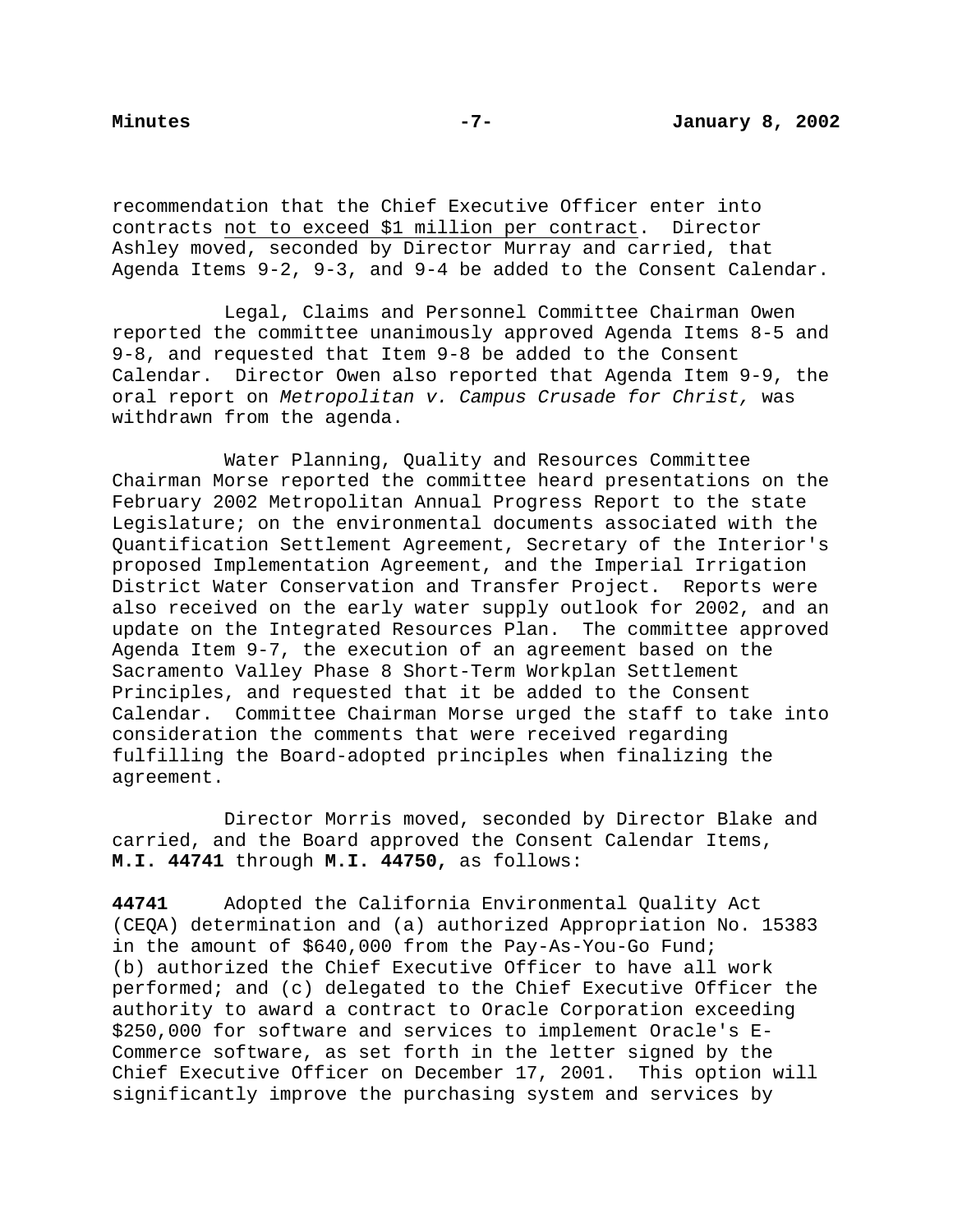recommendation that the Chief Executive Officer enter into contracts <u>not to exceed $1 million per contract</u>. Director Ashley moved, seconded by Director Murray and carried, that Agenda Items 9-2, 9-3, and 9-4 be added to the Consent Calendar.

Legal, Claims and Personnel Committee Chairman Owen reported the committee unanimously approved Agenda Items 8-5 and 9-8, and requested that Item 9-8 be added to the Consent Calendar. Director Owen also reported that Agenda Item 9-9, the oral report on *Metropolitan v. Campus Crusade for Christ,* was withdrawn from the agenda.

Water Planning, Quality and Resources Committee Chairman Morse reported the committee heard presentations on the February 2002 Metropolitan Annual Progress Report to the state Legislature; on the environmental documents associated with the Quantification Settlement Agreement, Secretary of the Interior's proposed Implementation Agreement, and the Imperial Irrigation District Water Conservation and Transfer Project. Reports were also received on the early water supply outlook for 2002, and an update on the Integrated Resources Plan. The committee approved Agenda Item 9-7, the execution of an agreement based on the Sacramento Valley Phase 8 Short-Term Workplan Settlement Principles, and requested that it be added to the Consent Calendar. Committee Chairman Morse urged the staff to take into consideration the comments that were received regarding fulfilling the Board-adopted principles when finalizing the agreement.

Director Morris moved, seconded by Director Blake and carried, and the Board approved the Consent Calendar Items, **M.I. 44741** through **M.I. 44750,** as follows:

**44741** Adopted the California Environmental Quality Act (CEQA) determination and (a) authorized Appropriation No. 15383 in the amount of $640,000 from the Pay-As-You-Go Fund; (b) authorized the Chief Executive Officer to have all work performed; and (c) delegated to the Chief Executive Officer the authority to award a contract to Oracle Corporation exceeding $250,000 for software and services to implement Oracle's E-Commerce software, as set forth in the letter signed by the Chief Executive Officer on December 17, 2001. This option will significantly improve the purchasing system and services by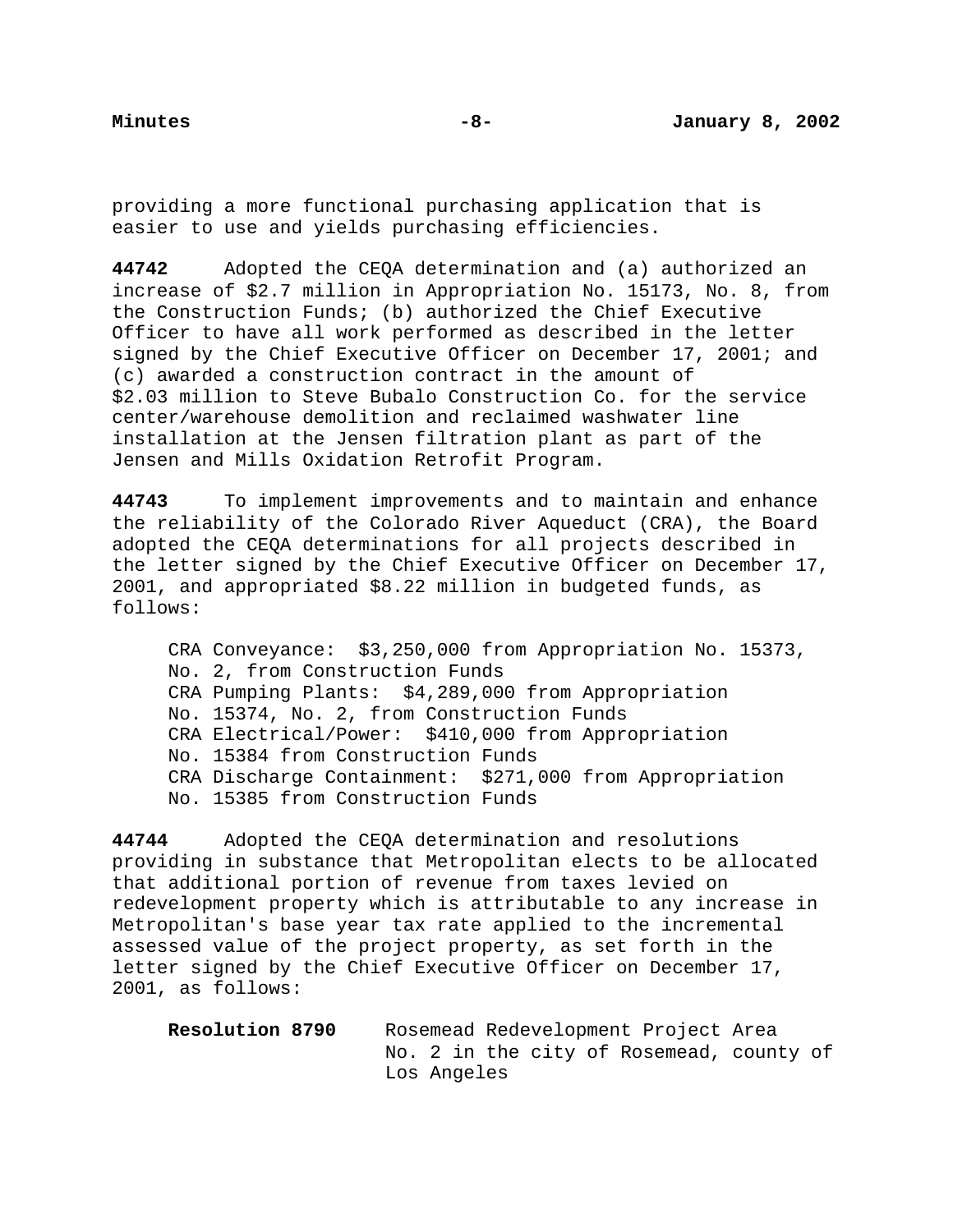providing a more functional purchasing application that is easier to use and yields purchasing efficiencies.

**44742** Adopted the CEQA determination and (a) authorized an increase of $2.7 million in Appropriation No. 15173, No. 8, from the Construction Funds; (b) authorized the Chief Executive Officer to have all work performed as described in the letter signed by the Chief Executive Officer on December 17, 2001; and (c) awarded a construction contract in the amount of $2.03 million to Steve Bubalo Construction Co. for the service center/warehouse demolition and reclaimed washwater line installation at the Jensen filtration plant as part of the Jensen and Mills Oxidation Retrofit Program.

**44743** To implement improvements and to maintain and enhance the reliability of the Colorado River Aqueduct (CRA), the Board adopted the CEQA determinations for all projects described in the letter signed by the Chief Executive Officer on December 17, 2001, and appropriated $8.22 million in budgeted funds, as follows:

CRA Conveyance: $3,250,000 from Appropriation No. 15373, No. 2, from Construction Funds
CRA Pumping Plants: $4,289,000 from Appropriation No. 15374, No. 2, from Construction Funds
CRA Electrical/Power: $410,000 from Appropriation No. 15384 from Construction Funds
CRA Discharge Containment: $271,000 from Appropriation No. 15385 from Construction Funds

**44744** Adopted the CEQA determination and resolutions providing in substance that Metropolitan elects to be allocated that additional portion of revenue from taxes levied on redevelopment property which is attributable to any increase in Metropolitan's base year tax rate applied to the incremental assessed value of the project property, as set forth in the letter signed by the Chief Executive Officer on December 17, 2001, as follows:

**Resolution 8790** Rosemead Redevelopment Project Area No. 2 in the city of Rosemead, county of Los Angeles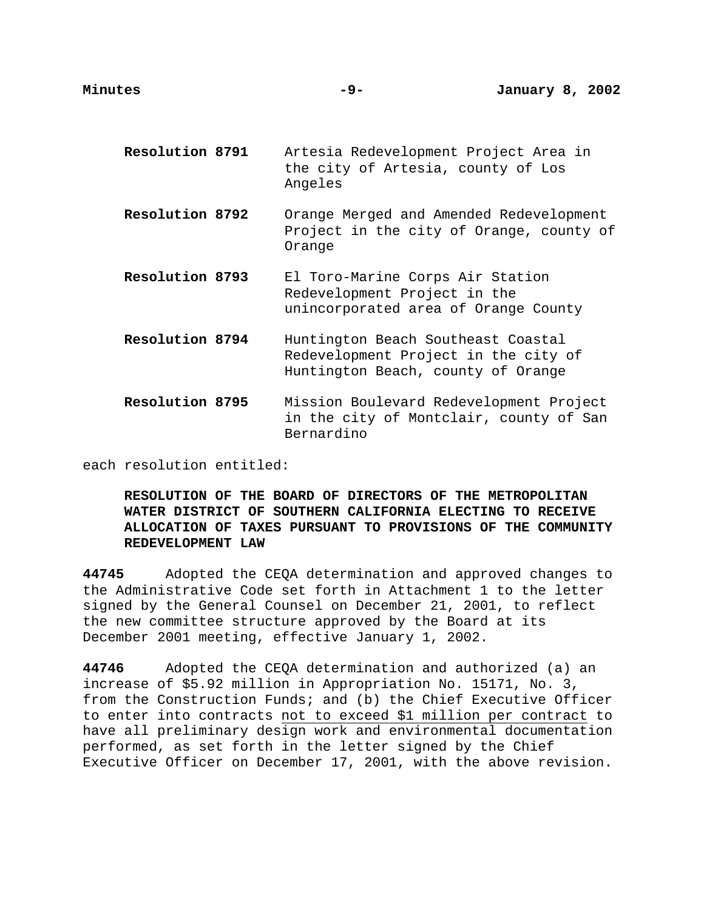**Resolution 8791** Artesia Redevelopment Project Area in the city of Artesia, county of Los Angeles

**Resolution 8792** Orange Merged and Amended Redevelopment Project in the city of Orange, county of Orange

**Resolution 8793** El Toro-Marine Corps Air Station Redevelopment Project in the unincorporated area of Orange County

**Resolution 8794** Huntington Beach Southeast Coastal Redevelopment Project in the city of Huntington Beach, county of Orange

**Resolution 8795** Mission Boulevard Redevelopment Project in the city of Montclair, county of San Bernardino

each resolution entitled:

**RESOLUTION OF THE BOARD OF DIRECTORS OF THE METROPOLITAN WATER DISTRICT OF SOUTHERN CALIFORNIA ELECTING TO RECEIVE ALLOCATION OF TAXES PURSUANT TO PROVISIONS OF THE COMMUNITY REDEVELOPMENT LAW**

**44745** Adopted the CEQA determination and approved changes to the Administrative Code set forth in Attachment 1 to the letter signed by the General Counsel on December 21, 2001, to reflect the new committee structure approved by the Board at its December 2001 meeting, effective January 1, 2002.

**44746** Adopted the CEQA determination and authorized (a) an increase of $5.92 million in Appropriation No. 15171, No. 3, from the Construction Funds; and (b) the Chief Executive Officer to enter into contracts <u>not to exceed $1 million per contract</u> to have all preliminary design work and environmental documentation performed, as set forth in the letter signed by the Chief Executive Officer on December 17, 2001, with the above revision.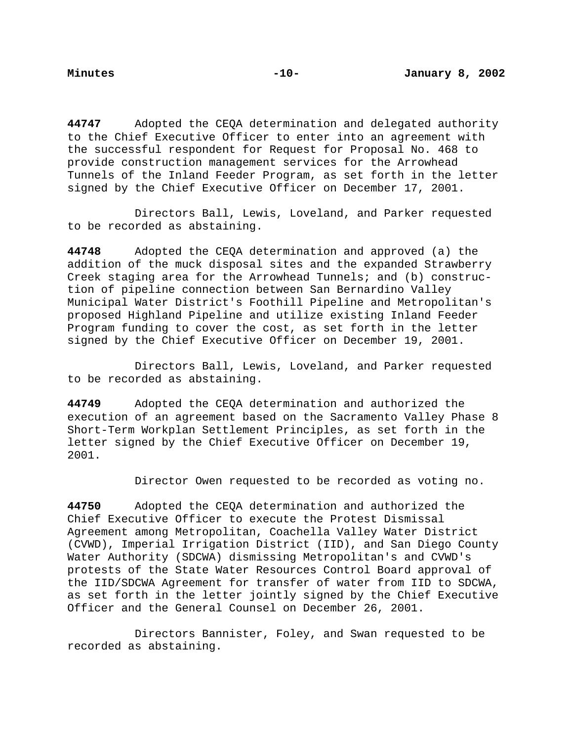**44747** Adopted the CEQA determination and delegated authority to the Chief Executive Officer to enter into an agreement with the successful respondent for Request for Proposal No. 468 to provide construction management services for the Arrowhead Tunnels of the Inland Feeder Program, as set forth in the letter signed by the Chief Executive Officer on December 17, 2001.

Directors Ball, Lewis, Loveland, and Parker requested to be recorded as abstaining.

**44748** Adopted the CEQA determination and approved (a) the addition of the muck disposal sites and the expanded Strawberry Creek staging area for the Arrowhead Tunnels; and (b) construction of pipeline connection between San Bernardino Valley Municipal Water District's Foothill Pipeline and Metropolitan's proposed Highland Pipeline and utilize existing Inland Feeder Program funding to cover the cost, as set forth in the letter signed by the Chief Executive Officer on December 19, 2001.

Directors Ball, Lewis, Loveland, and Parker requested to be recorded as abstaining.

**44749** Adopted the CEQA determination and authorized the execution of an agreement based on the Sacramento Valley Phase 8 Short-Term Workplan Settlement Principles, as set forth in the letter signed by the Chief Executive Officer on December 19, 2001.

Director Owen requested to be recorded as voting no.

**44750** Adopted the CEQA determination and authorized the Chief Executive Officer to execute the Protest Dismissal Agreement among Metropolitan, Coachella Valley Water District (CVWD), Imperial Irrigation District (IID), and San Diego County Water Authority (SDCWA) dismissing Metropolitan's and CVWD's protests of the State Water Resources Control Board approval of the IID/SDCWA Agreement for transfer of water from IID to SDCWA, as set forth in the letter jointly signed by the Chief Executive Officer and the General Counsel on December 26, 2001.

Directors Bannister, Foley, and Swan requested to be recorded as abstaining.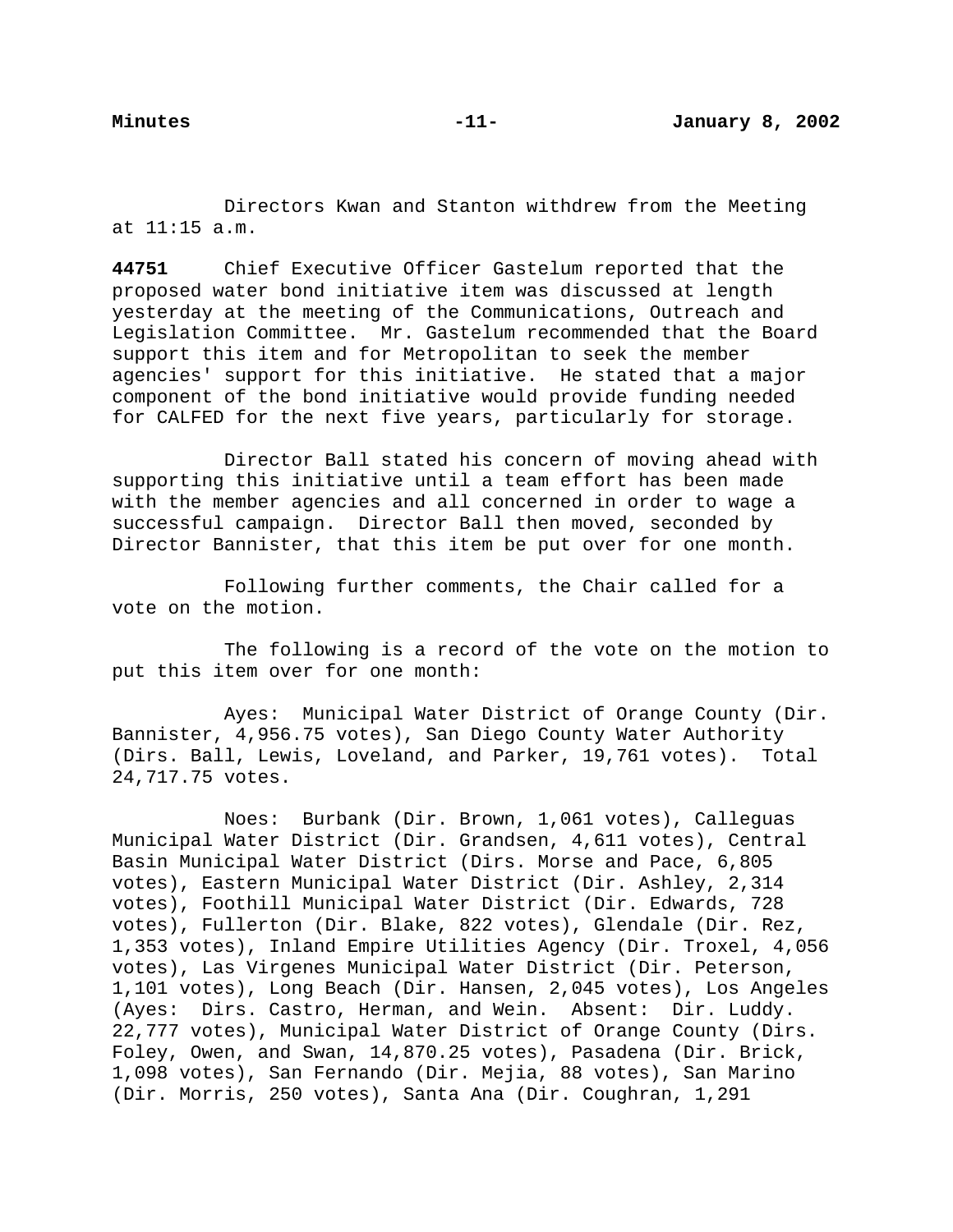Directors Kwan and Stanton withdrew from the Meeting at 11:15 a.m.

**44751** Chief Executive Officer Gastelum reported that the proposed water bond initiative item was discussed at length yesterday at the meeting of the Communications, Outreach and Legislation Committee. Mr. Gastelum recommended that the Board support this item and for Metropolitan to seek the member agencies' support for this initiative. He stated that a major component of the bond initiative would provide funding needed for CALFED for the next five years, particularly for storage.

Director Ball stated his concern of moving ahead with supporting this initiative until a team effort has been made with the member agencies and all concerned in order to wage a successful campaign. Director Ball then moved, seconded by Director Bannister, that this item be put over for one month.

Following further comments, the Chair called for a vote on the motion.

The following is a record of the vote on the motion to put this item over for one month:

Ayes: Municipal Water District of Orange County (Dir. Bannister, 4,956.75 votes), San Diego County Water Authority (Dirs. Ball, Lewis, Loveland, and Parker, 19,761 votes). Total 24,717.75 votes.

Noes: Burbank (Dir. Brown, 1,061 votes), Calleguas Municipal Water District (Dir. Grandsen, 4,611 votes), Central Basin Municipal Water District (Dirs. Morse and Pace, 6,805 votes), Eastern Municipal Water District (Dir. Ashley, 2,314 votes), Foothill Municipal Water District (Dir. Edwards, 728 votes), Fullerton (Dir. Blake, 822 votes), Glendale (Dir. Rez, 1,353 votes), Inland Empire Utilities Agency (Dir. Troxel, 4,056 votes), Las Virgenes Municipal Water District (Dir. Peterson, 1,101 votes), Long Beach (Dir. Hansen, 2,045 votes), Los Angeles (Ayes: Dirs. Castro, Herman, and Wein. Absent: Dir. Luddy. 22,777 votes), Municipal Water District of Orange County (Dirs. Foley, Owen, and Swan, 14,870.25 votes), Pasadena (Dir. Brick, 1,098 votes), San Fernando (Dir. Mejia, 88 votes), San Marino (Dir. Morris, 250 votes), Santa Ana (Dir. Coughran, 1,291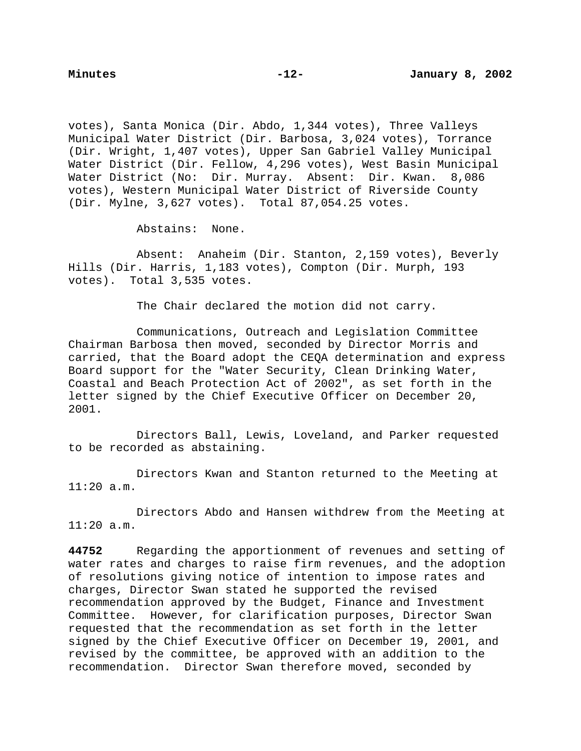votes), Santa Monica (Dir. Abdo, 1,344 votes), Three Valleys Municipal Water District (Dir. Barbosa, 3,024 votes), Torrance (Dir. Wright, 1,407 votes), Upper San Gabriel Valley Municipal Water District (Dir. Fellow, 4,296 votes), West Basin Municipal Water District (No: Dir. Murray. Absent: Dir. Kwan. 8,086 votes), Western Municipal Water District of Riverside County (Dir. Mylne, 3,627 votes). Total 87,054.25 votes.

Abstains: None.

Absent: Anaheim (Dir. Stanton, 2,159 votes), Beverly Hills (Dir. Harris, 1,183 votes), Compton (Dir. Murph, 193 votes). Total 3,535 votes.

The Chair declared the motion did not carry.

Communications, Outreach and Legislation Committee Chairman Barbosa then moved, seconded by Director Morris and carried, that the Board adopt the CEQA determination and express Board support for the "Water Security, Clean Drinking Water, Coastal and Beach Protection Act of 2002", as set forth in the letter signed by the Chief Executive Officer on December 20, 2001.

Directors Ball, Lewis, Loveland, and Parker requested to be recorded as abstaining.

Directors Kwan and Stanton returned to the Meeting at 11:20 a.m.

Directors Abdo and Hansen withdrew from the Meeting at 11:20 a.m.

**44752** Regarding the apportionment of revenues and setting of water rates and charges to raise firm revenues, and the adoption of resolutions giving notice of intention to impose rates and charges, Director Swan stated he supported the revised recommendation approved by the Budget, Finance and Investment Committee. However, for clarification purposes, Director Swan requested that the recommendation as set forth in the letter signed by the Chief Executive Officer on December 19, 2001, and revised by the committee, be approved with an addition to the recommendation. Director Swan therefore moved, seconded by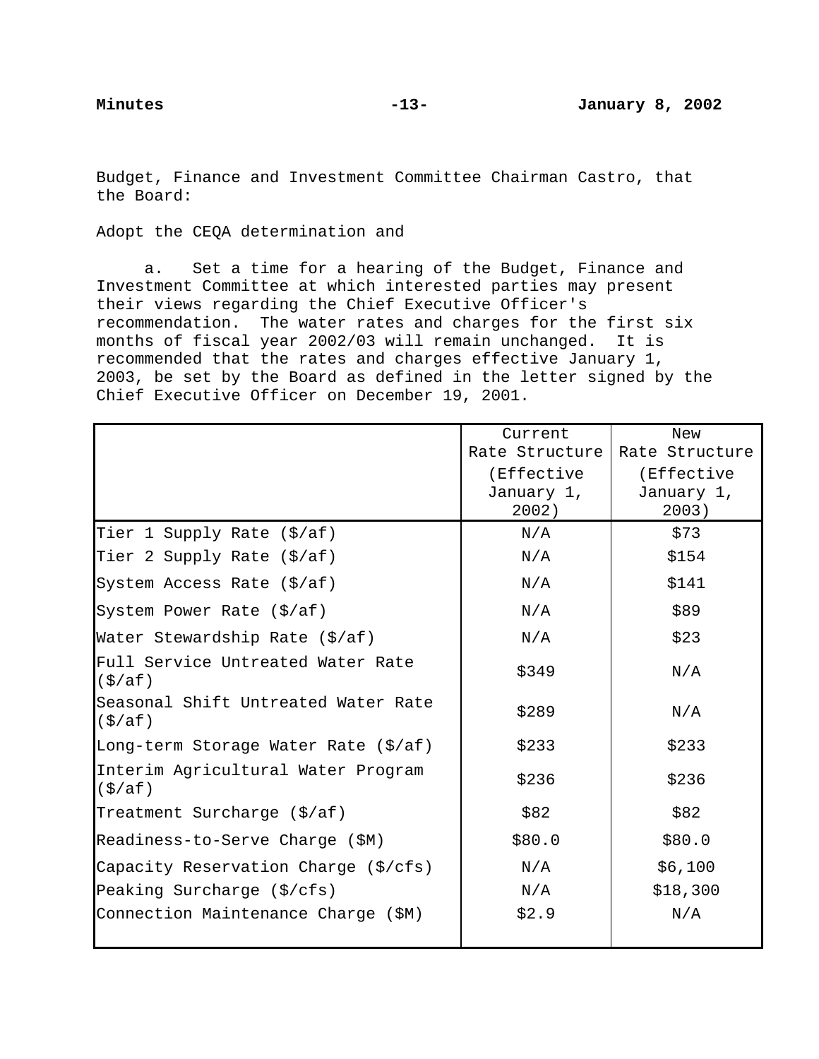Budget, Finance and Investment Committee Chairman Castro, that the Board:

Adopt the CEQA determination and

a. Set a time for a hearing of the Budget, Finance and Investment Committee at which interested parties may present their views regarding the Chief Executive Officer's recommendation. The water rates and charges for the first six months of fiscal year 2002/03 will remain unchanged. It is recommended that the rates and charges effective January 1, 2003, be set by the Board as defined in the letter signed by the Chief Executive Officer on December 19, 2001.

| | Current Rate Structure (Effective January 1, 2002) | New Rate Structure (Effective January 1, 2003) |
|---|---|---|
| Tier 1 Supply Rate ($/af) | N/A | $73 |
| Tier 2 Supply Rate ($/af) | N/A | $154 |
| System Access Rate ($/af) | N/A | $141 |
| System Power Rate ($/af) | N/A | $89 |
| Water Stewardship Rate ($/af) | N/A | $23 |
| Full Service Untreated Water Rate ($/af) | $349 | N/A |
| Seasonal Shift Untreated Water Rate ($/af) | $289 | N/A |
| Long-term Storage Water Rate ($/af) | $233 | $233 |
| Interim Agricultural Water Program ($/af) | $236 | $236 |
| Treatment Surcharge ($/af) | $82 | $82 |
| Readiness-to-Serve Charge ($M) | $80.0 | $80.0 |
| Capacity Reservation Charge ($/cfs) | N/A | $6,100 |
| Peaking Surcharge ($/cfs) | N/A | $18,300 |
| Connection Maintenance Charge ($M) | $2.9 | N/A |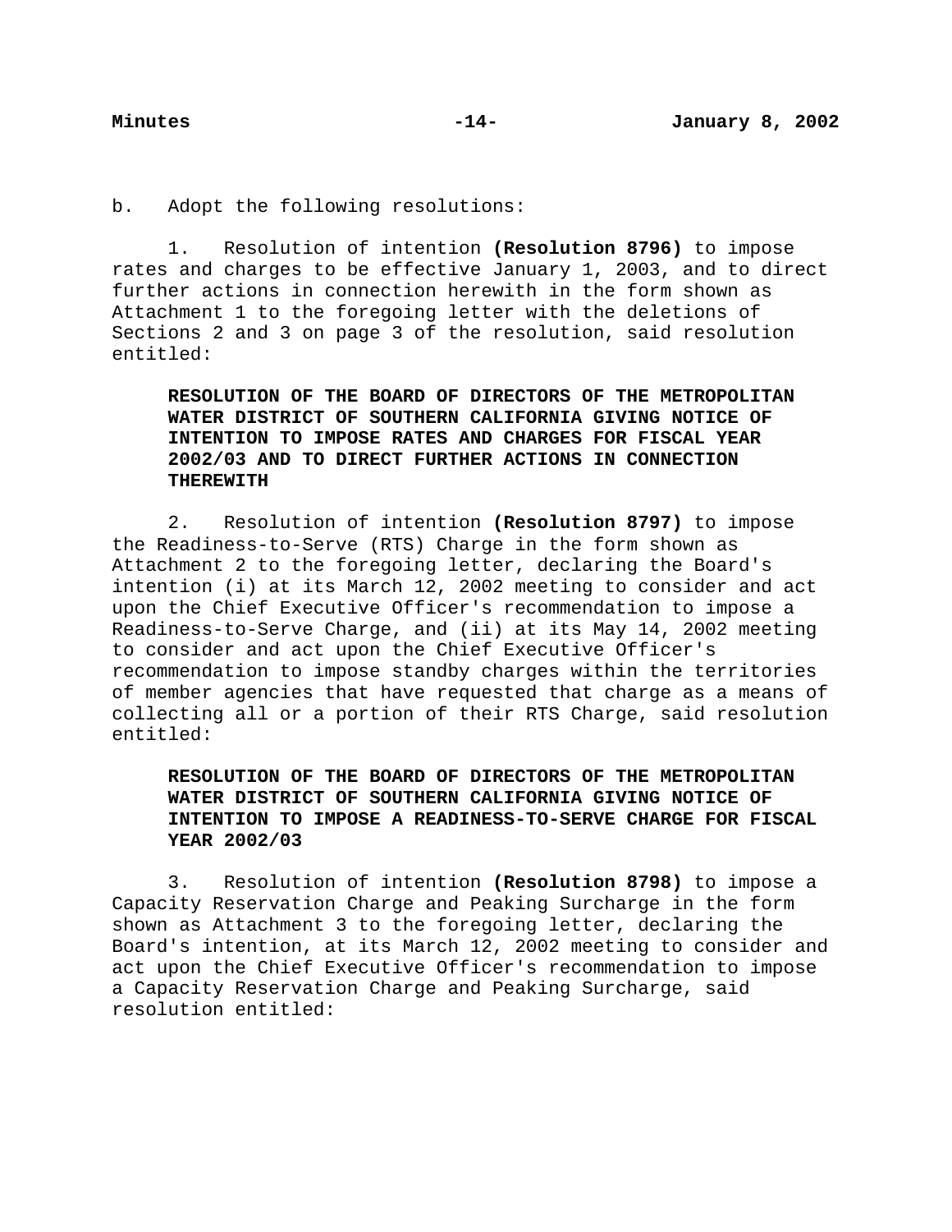b. Adopt the following resolutions:

1. Resolution of intention **(Resolution 8796)** to impose rates and charges to be effective January 1, 2003, and to direct further actions in connection herewith in the form shown as Attachment 1 to the foregoing letter with the deletions of Sections 2 and 3 on page 3 of the resolution, said resolution entitled:

> **RESOLUTION OF THE BOARD OF DIRECTORS OF THE METROPOLITAN WATER DISTRICT OF SOUTHERN CALIFORNIA GIVING NOTICE OF INTENTION TO IMPOSE RATES AND CHARGES FOR FISCAL YEAR 2002/03 AND TO DIRECT FURTHER ACTIONS IN CONNECTION THEREWITH**

2. Resolution of intention **(Resolution 8797)** to impose the Readiness-to-Serve (RTS) Charge in the form shown as Attachment 2 to the foregoing letter, declaring the Board's intention (i) at its March 12, 2002 meeting to consider and act upon the Chief Executive Officer's recommendation to impose a Readiness-to-Serve Charge, and (ii) at its May 14, 2002 meeting to consider and act upon the Chief Executive Officer's recommendation to impose standby charges within the territories of member agencies that have requested that charge as a means of collecting all or a portion of their RTS Charge, said resolution entitled:

> **RESOLUTION OF THE BOARD OF DIRECTORS OF THE METROPOLITAN WATER DISTRICT OF SOUTHERN CALIFORNIA GIVING NOTICE OF INTENTION TO IMPOSE A READINESS-TO-SERVE CHARGE FOR FISCAL YEAR 2002/03**

3. Resolution of intention **(Resolution 8798)** to impose a Capacity Reservation Charge and Peaking Surcharge in the form shown as Attachment 3 to the foregoing letter, declaring the Board's intention, at its March 12, 2002 meeting to consider and act upon the Chief Executive Officer's recommendation to impose a Capacity Reservation Charge and Peaking Surcharge, said resolution entitled: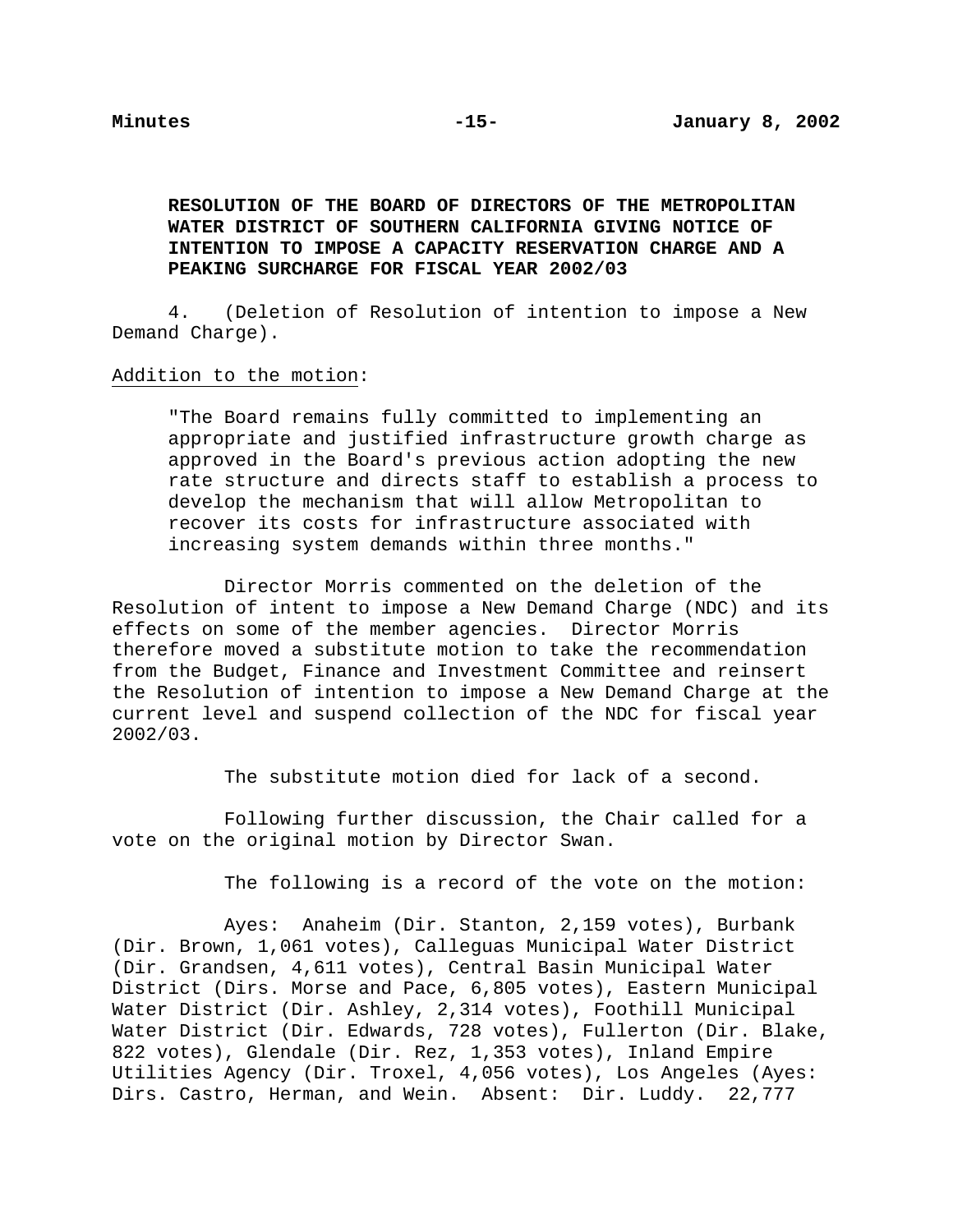**RESOLUTION OF THE BOARD OF DIRECTORS OF THE METROPOLITAN WATER DISTRICT OF SOUTHERN CALIFORNIA GIVING NOTICE OF INTENTION TO IMPOSE A CAPACITY RESERVATION CHARGE AND A PEAKING SURCHARGE FOR FISCAL YEAR 2002/03**

4. (Deletion of Resolution of intention to impose a New Demand Charge).

Addition to the motion:

> "The Board remains fully committed to implementing an appropriate and justified infrastructure growth charge as approved in the Board's previous action adopting the new rate structure and directs staff to establish a process to develop the mechanism that will allow Metropolitan to recover its costs for infrastructure associated with increasing system demands within three months."

Director Morris commented on the deletion of the Resolution of intent to impose a New Demand Charge (NDC) and its effects on some of the member agencies. Director Morris therefore moved a substitute motion to take the recommendation from the Budget, Finance and Investment Committee and reinsert the Resolution of intention to impose a New Demand Charge at the current level and suspend collection of the NDC for fiscal year 2002/03.

The substitute motion died for lack of a second.

Following further discussion, the Chair called for a vote on the original motion by Director Swan.

The following is a record of the vote on the motion:

Ayes: Anaheim (Dir. Stanton, 2,159 votes), Burbank (Dir. Brown, 1,061 votes), Calleguas Municipal Water District (Dir. Grandsen, 4,611 votes), Central Basin Municipal Water District (Dirs. Morse and Pace, 6,805 votes), Eastern Municipal Water District (Dir. Ashley, 2,314 votes), Foothill Municipal Water District (Dir. Edwards, 728 votes), Fullerton (Dir. Blake, 822 votes), Glendale (Dir. Rez, 1,353 votes), Inland Empire Utilities Agency (Dir. Troxel, 4,056 votes), Los Angeles (Ayes: Dirs. Castro, Herman, and Wein. Absent: Dir. Luddy. 22,777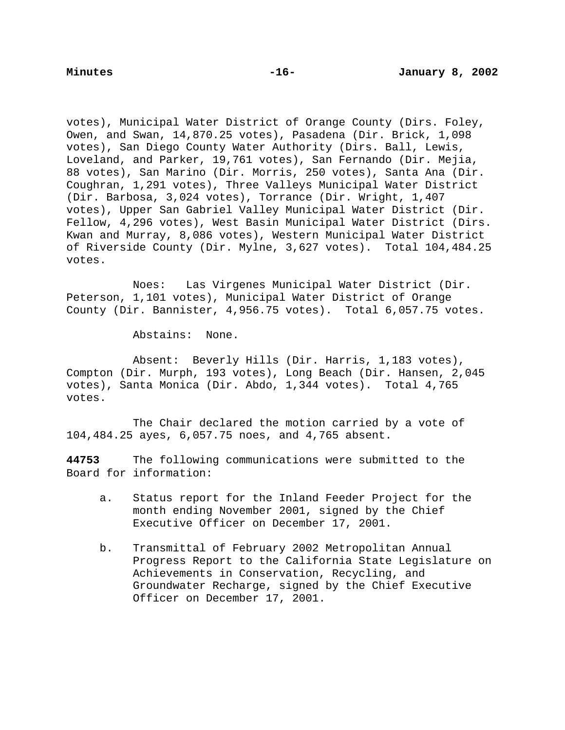votes), Municipal Water District of Orange County (Dirs. Foley, Owen, and Swan, 14,870.25 votes), Pasadena (Dir. Brick, 1,098 votes), San Diego County Water Authority (Dirs. Ball, Lewis, Loveland, and Parker, 19,761 votes), San Fernando (Dir. Mejia, 88 votes), San Marino (Dir. Morris, 250 votes), Santa Ana (Dir. Coughran, 1,291 votes), Three Valleys Municipal Water District (Dir. Barbosa, 3,024 votes), Torrance (Dir. Wright, 1,407 votes), Upper San Gabriel Valley Municipal Water District (Dir. Fellow, 4,296 votes), West Basin Municipal Water District (Dirs. Kwan and Murray, 8,086 votes), Western Municipal Water District of Riverside County (Dir. Mylne, 3,627 votes). Total 104,484.25 votes.

Noes: Las Virgenes Municipal Water District (Dir. Peterson, 1,101 votes), Municipal Water District of Orange County (Dir. Bannister, 4,956.75 votes). Total 6,057.75 votes.

Abstains: None.

Absent: Beverly Hills (Dir. Harris, 1,183 votes), Compton (Dir. Murph, 193 votes), Long Beach (Dir. Hansen, 2,045 votes), Santa Monica (Dir. Abdo, 1,344 votes). Total 4,765 votes.

The Chair declared the motion carried by a vote of 104,484.25 ayes, 6,057.75 noes, and 4,765 absent.

**44753** The following communications were submitted to the Board for information:

a. Status report for the Inland Feeder Project for the month ending November 2001, signed by the Chief Executive Officer on December 17, 2001.

b. Transmittal of February 2002 Metropolitan Annual Progress Report to the California State Legislature on Achievements in Conservation, Recycling, and Groundwater Recharge, signed by the Chief Executive Officer on December 17, 2001.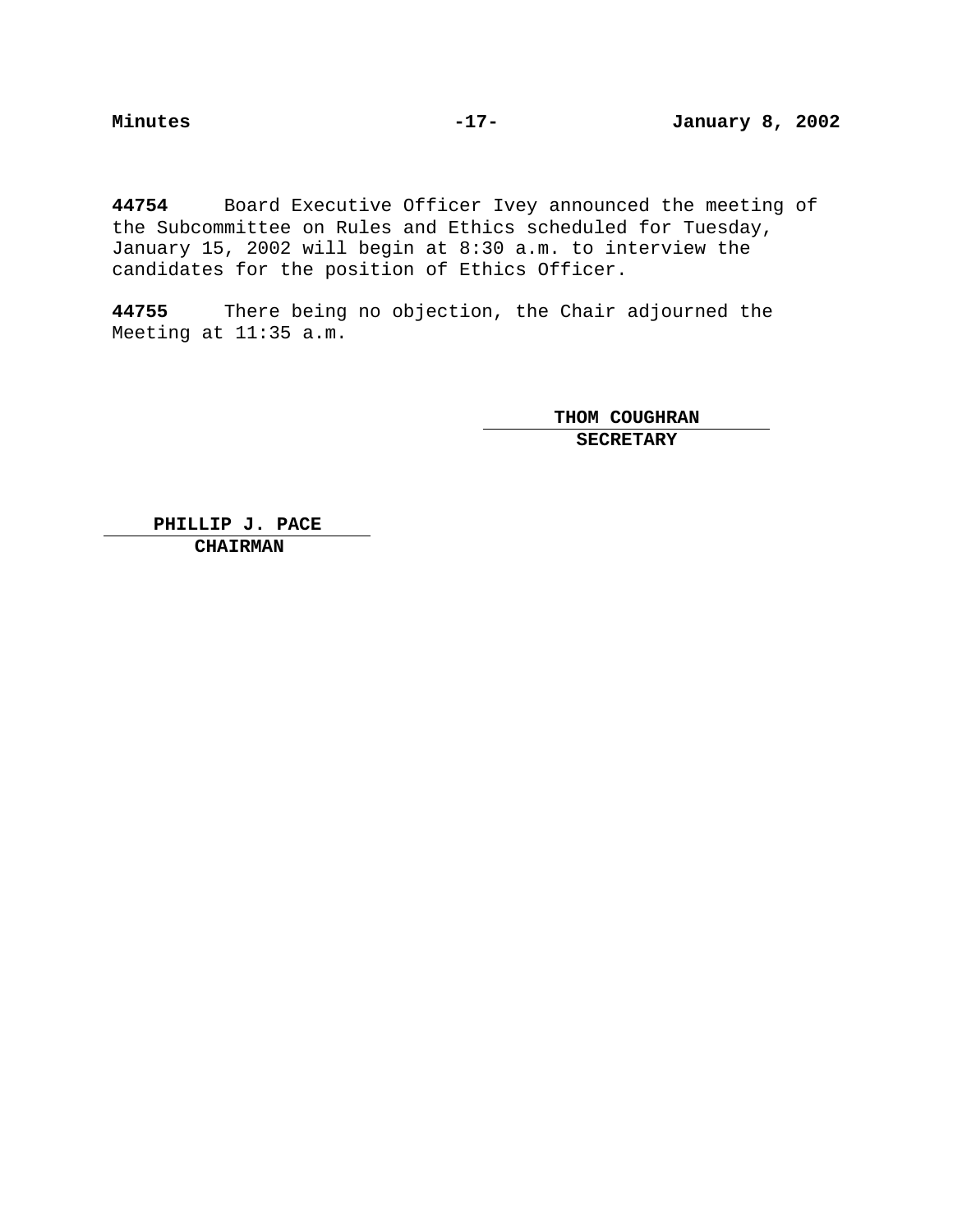**44754** Board Executive Officer Ivey announced the meeting of the Subcommittee on Rules and Ethics scheduled for Tuesday, January 15, 2002 will begin at 8:30 a.m. to interview the candidates for the position of Ethics Officer.

**44755** There being no objection, the Chair adjourned the Meeting at 11:35 a.m.

**THOM COUGHRAN**
**SECRETARY**

**PHILLIP J. PACE**
**CHAIRMAN**